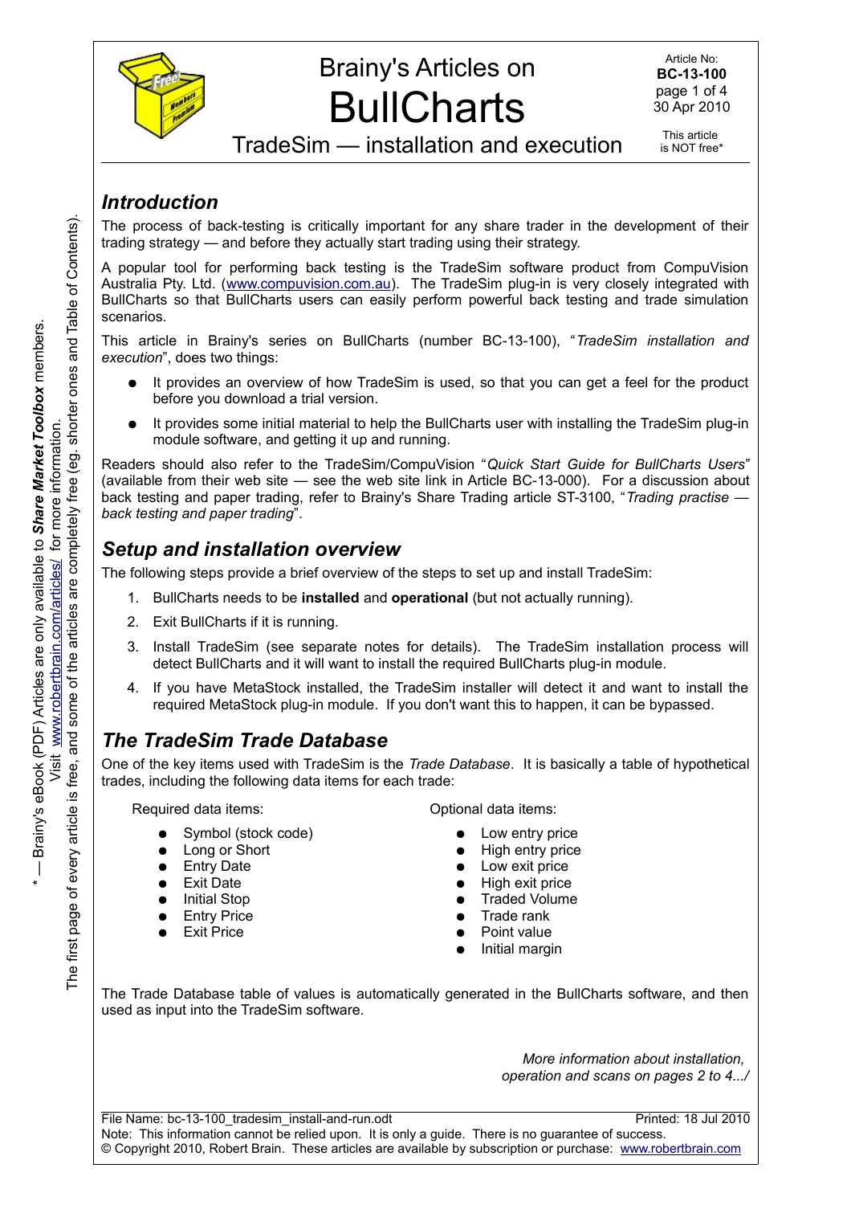# Brainy's Articles on BullCharts

## TradeSim — installation and execution

Article No: **BC-13-100**
30 Apr 2010

This article is NOT free*

## *Introduction*

The process of back-testing is critically important for any share trader in the development of their trading strategy — and before they actually start trading using their strategy.

A popular tool for performing back testing is the TradeSim software product from CompuVision Australia Pty. Ltd. (www.compuvision.com.au). The TradeSim plug-in is very closely integrated with BullCharts so that BullCharts users can easily perform powerful back testing and trade simulation scenarios.

This article in Brainy's series on BullCharts (number BC-13-100), "*TradeSim installation and execution*", does two things:

- It provides an overview of how TradeSim is used, so that you can get a feel for the product before you download a trial version.
- It provides some initial material to help the BullCharts user with installing the TradeSim plug-in module software, and getting it up and running.

Readers should also refer to the TradeSim/CompuVision "*Quick Start Guide for BullCharts Users*" (available from their web site — see the web site link in Article BC-13-000). For a discussion about back testing and paper trading, refer to Brainy's Share Trading article ST-3100, "*Trading practise — back testing and paper trading*".

## *Setup and installation overview*

The following steps provide a brief overview of the steps to set up and install TradeSim:

1. BullCharts needs to be **installed** and **operational** (but not actually running).
2. Exit BullCharts if it is running.
3. Install TradeSim (see separate notes for details). The TradeSim installation process will detect BullCharts and it will want to install the required BullCharts plug-in module.
4. If you have MetaStock installed, the TradeSim installer will detect it and want to install the required MetaStock plug-in module. If you don't want this to happen, it can be bypassed.

## *The TradeSim Trade Database*

One of the key items used with TradeSim is the *Trade Database*. It is basically a table of hypothetical trades, including the following data items for each trade:

Required data items:

- Symbol (stock code)
- Long or Short
- Entry Date
- Exit Date
- Initial Stop
- Entry Price
- Exit Price

Optional data items:

- Low entry price
- High entry price
- Low exit price
- High exit price
- Traded Volume
- Trade rank
- Point value
- Initial margin

The Trade Database table of values is automatically generated in the BullCharts software, and then used as input into the TradeSim software.

*More information about installation, operation and scans on pages 2 to 4.../*

\* — Brainy's eBook (PDF) Articles are only available to ***Share Market Toolbox*** members. Visit www.robertbrain.com/articles/ for more information. The first page of every article is free, and some of the articles are completely free (eg. shorter ones and Table of Contents).

File Name: bc-13-100_tradesim_install-and-run.odt    Printed: 18 Jul 2010
Note: This information cannot be relied upon. It is only a guide. There is no guarantee of success.
© Copyright 2010, Robert Brain. These articles are available by subscription or purchase: www.robertbrain.com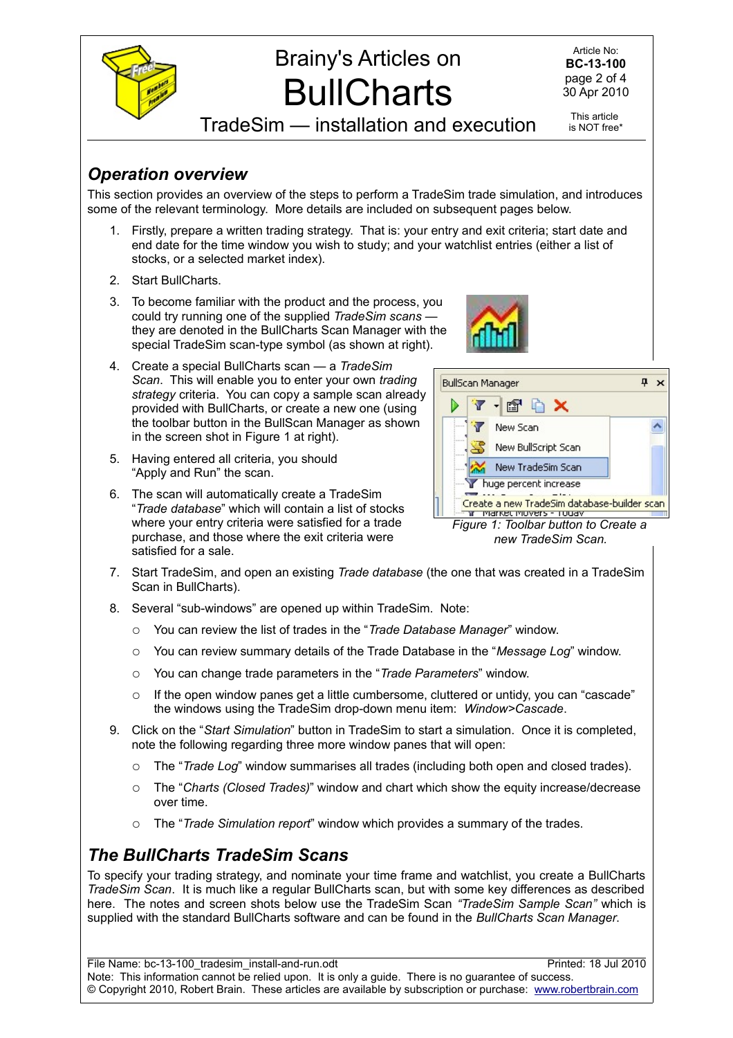## *Operation overview*

This section provides an overview of the steps to perform a TradeSim trade simulation, and introduces some of the relevant terminology. More details are included on subsequent pages below.

1. Firstly, prepare a written trading strategy. That is: your entry and exit criteria; start date and end date for the time window you wish to study; and your watchlist entries (either a list of stocks, or a selected market index).
2. Start BullCharts.
3. To become familiar with the product and the process, you could try running one of the supplied *TradeSim scans* — they are denoted in the BullCharts Scan Manager with the special TradeSim scan-type symbol (as shown at right).
4. Create a special BullCharts scan — a *TradeSim Scan*. This will enable you to enter your own *trading strategy* criteria. You can copy a sample scan already provided with BullCharts, or create a new one (using the toolbar button in the BullScan Manager as shown in the screen shot in Figure 1 at right).
5. Having entered all criteria, you should "Apply and Run" the scan.
6. The scan will automatically create a TradeSim "*Trade database*" which will contain a list of stocks where your entry criteria were satisfied for a trade purchase, and those where the exit criteria were satisfied for a sale.
7. Start TradeSim, and open an existing *Trade database* (the one that was created in a TradeSim Scan in BullCharts).
8. Several "sub-windows" are opened up within TradeSim. Note:
   - You can review the list of trades in the "*Trade Database Manager*" window.
   - You can review summary details of the Trade Database in the "*Message Log*" window.
   - You can change trade parameters in the "*Trade Parameters*" window.
   - If the open window panes get a little cumbersome, cluttered or untidy, you can "cascade" the windows using the TradeSim drop-down menu item: *Window>Cascade*.
9. Click on the "*Start Simulation*" button in TradeSim to start a simulation. Once it is completed, note the following regarding three more window panes that will open:
   - The "*Trade Log*" window summarises all trades (including both open and closed trades).
   - The "*Charts (Closed Trades)*" window and chart which show the equity increase/decrease over time.
   - The "*Trade Simulation report*" window which provides a summary of the trades.

*Figure 1: Toolbar button to Create a new TradeSim Scan.*

## *The BullCharts TradeSim Scans*

To specify your trading strategy, and nominate your time frame and watchlist, you create a BullCharts *TradeSim Scan*. It is much like a regular BullCharts scan, but with some key differences as described here. The notes and screen shots below use the TradeSim Scan *"TradeSim Sample Scan"* which is supplied with the standard BullCharts software and can be found in the *BullCharts Scan Manager*.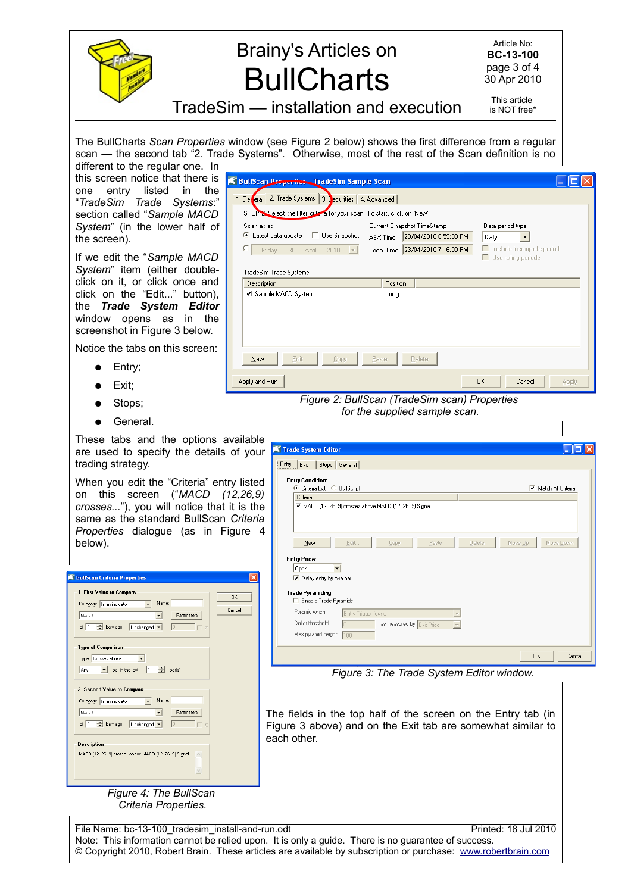The BullCharts *Scan Properties* window (see Figure 2 below) shows the first difference from a regular scan — the second tab "2. Trade Systems". Otherwise, most of the rest of the Scan definition is no different to the regular one. In this screen notice that there is one entry listed in the "*TradeSim Trade Systems:*" section called "*Sample MACD System*" (in the lower half of the screen).

If we edit the "*Sample MACD System*" item (either double-click on it, or click once and click on the "Edit..." button), the ***Trade System Editor*** window opens as in the screenshot in Figure 3 below.

Notice the tabs on this screen:

- Entry;
- Exit;
- Stops;
- General.

Figure 2: BullScan (TradeSim scan) Properties for the supplied sample scan.

These tabs and the options available are used to specify the details of your trading strategy.

When you edit the "Criteria" entry listed on this screen ("*MACD (12,26,9) crosses...*"), you will notice that it is the same as the standard BullScan *Criteria Properties* dialogue (as in Figure 4 below).

Figure 3: The Trade System Editor window.

The fields in the top half of the screen on the Entry tab (in Figure 3 above) and on the Exit tab are somewhat similar to each other.

Figure 4: The BullScan Criteria Properties.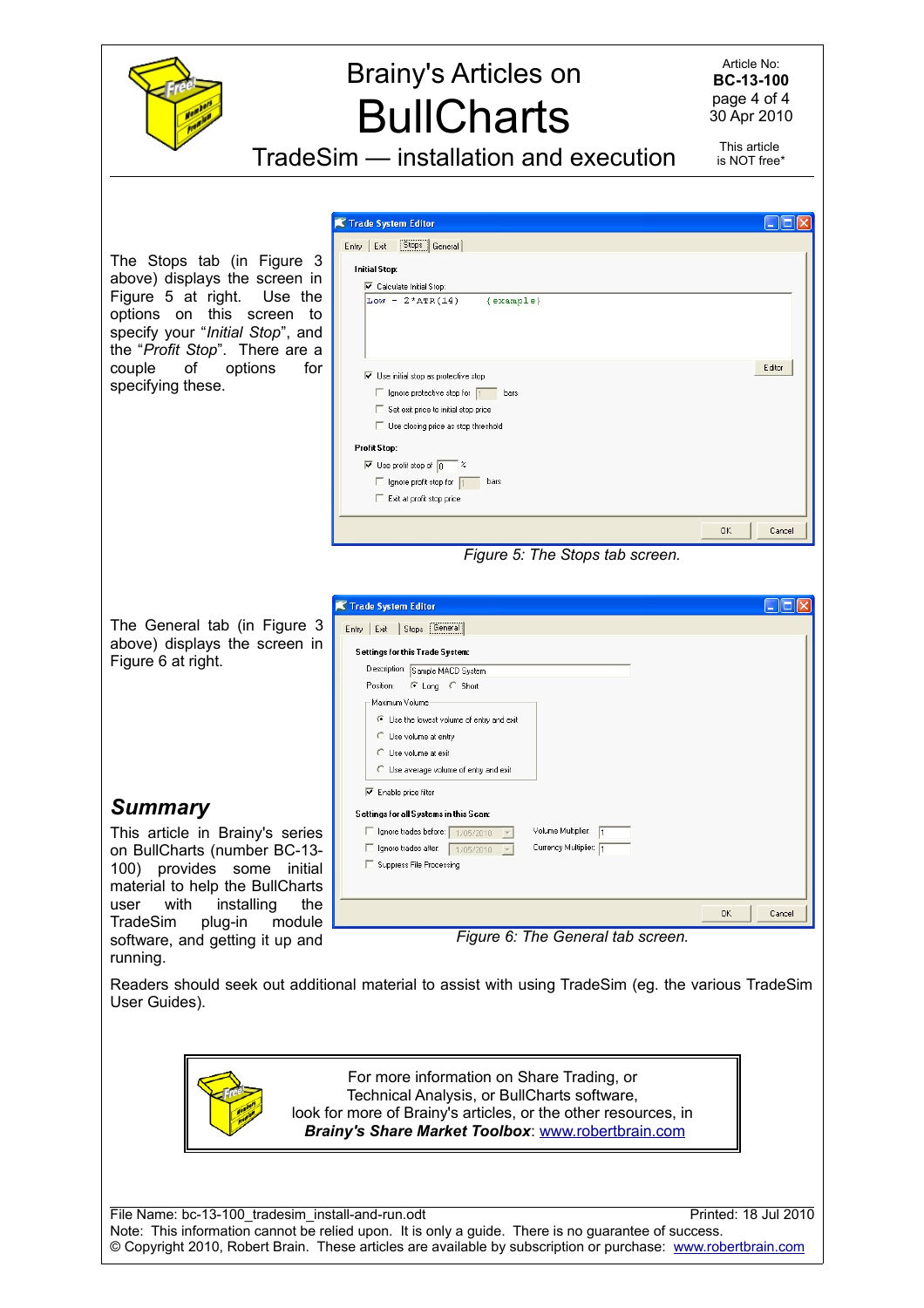The Stops tab (in Figure 3 above) displays the screen in Figure 5 at right. Use the options on this screen to specify your "*Initial Stop*", and the "*Profit Stop*". There are a couple of options for specifying these.

Figure 5: The Stops tab screen.

The General tab (in Figure 3 above) displays the screen in Figure 6 at right.

Figure 6: The General tab screen.

## Summary

This article in Brainy's series on BullCharts (number BC-13-100) provides some initial material to help the BullCharts user with installing the TradeSim plug-in module software, and getting it up and running.

Readers should seek out additional material to assist with using TradeSim (eg. the various TradeSim User Guides).

For more information on Share Trading, or Technical Analysis, or BullCharts software, look for more of Brainy's articles, or the other resources, in ***Brainy's Share Market Toolbox***: www.robertbrain.com

File Name: bc-13-100_tradesim_install-and-run.odt Printed: 18 Jul 2010

Note: This information cannot be relied upon. It is only a guide. There is no guarantee of success.

© Copyright 2010, Robert Brain. These articles are available by subscription or purchase: www.robertbrain.com